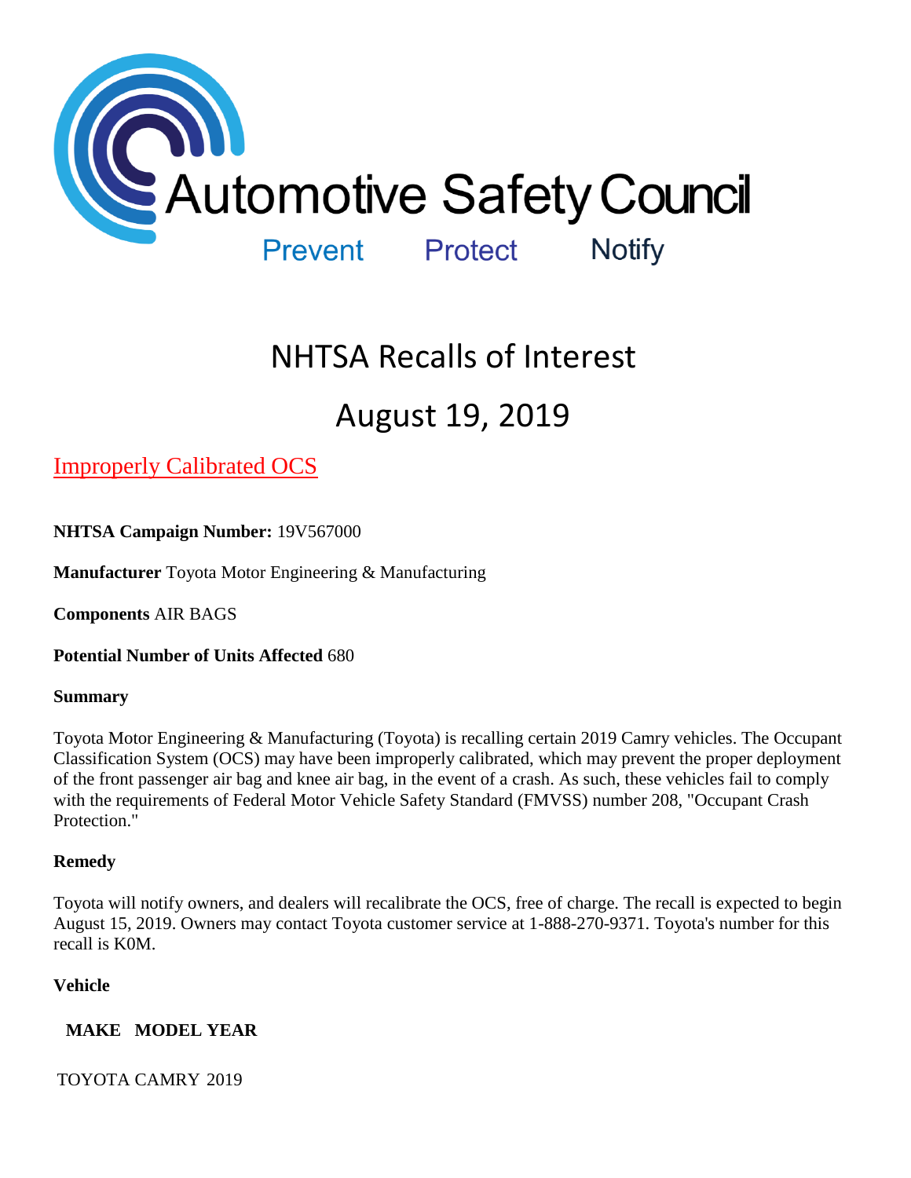Automotive Safety Council

Prevent Protect Notify

# NHTSA Recalls of Interest

# August 19, 2019

## Improperly Calibrated OCS

**NHTSA Campaign Number:** 19V567000

**Manufacturer** Toyota Motor Engineering & Manufacturing

**Components** AIR BAGS

**Potential Number of Units Affected** 680

**Summary**

Toyota Motor Engineering & Manufacturing (Toyota) is recalling certain 2019 Camry vehicles. The Occupant Classification System (OCS) may have been improperly calibrated, which may prevent the proper deployment of the front passenger air bag and knee air bag, in the event of a crash. As such, these vehicles fail to comply with the requirements of Federal Motor Vehicle Safety Standard (FMVSS) number 208, "Occupant Crash Protection."

**Remedy**

Toyota will notify owners, and dealers will recalibrate the OCS, free of charge. The recall is expected to begin August 15, 2019. Owners may contact Toyota customer service at 1-888-270-9371. Toyota's number for this recall is K0M.

**Vehicle**

| MAKE | MODEL | YEAR |
| --- | --- | --- |
| TOYOTA | CAMRY | 2019 |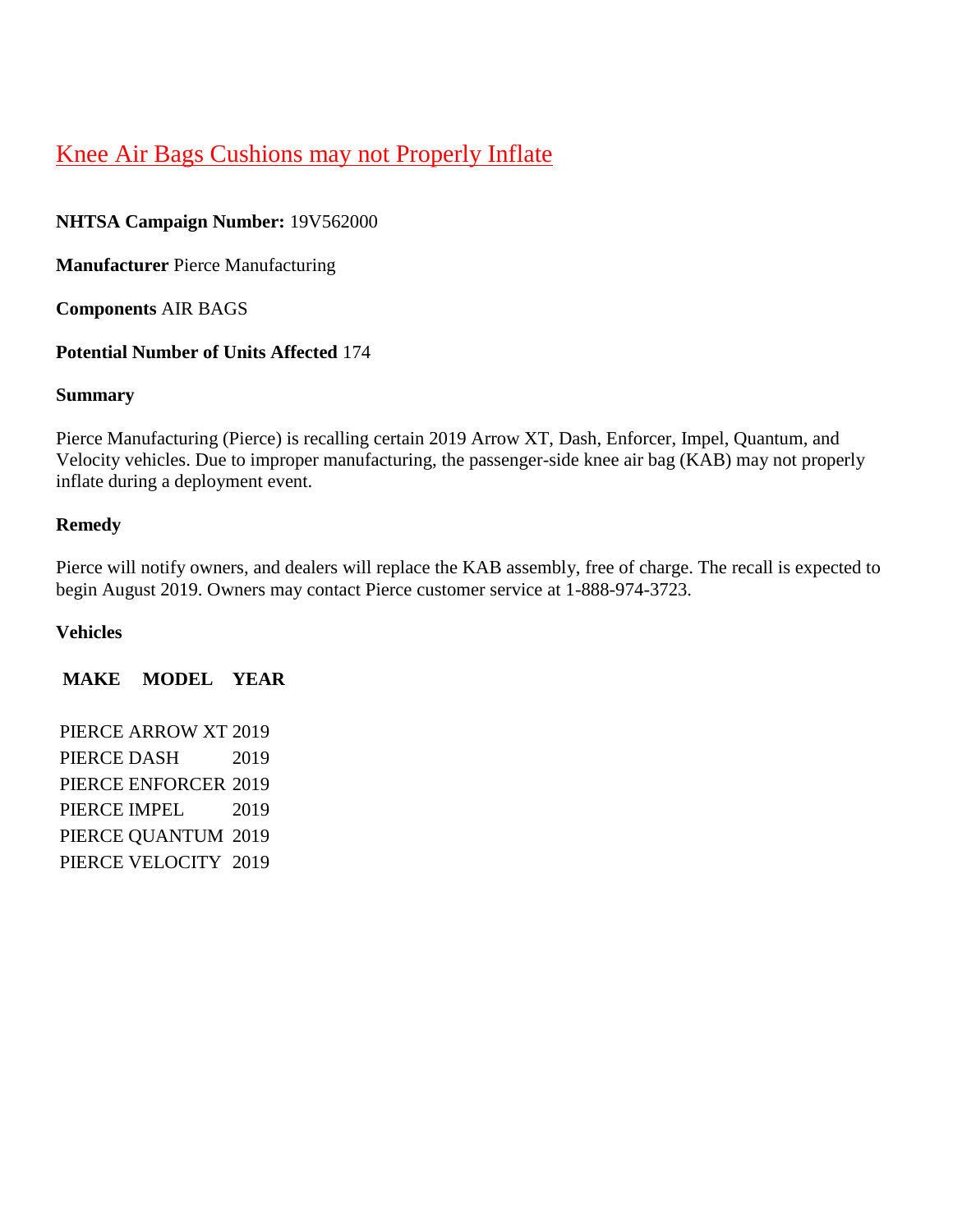# Knee Air Bags Cushions may not Properly Inflate

**NHTSA Campaign Number:** 19V562000

**Manufacturer** Pierce Manufacturing

**Components** AIR BAGS

**Potential Number of Units Affected** 174

**Summary**

Pierce Manufacturing (Pierce) is recalling certain 2019 Arrow XT, Dash, Enforcer, Impel, Quantum, and Velocity vehicles. Due to improper manufacturing, the passenger-side knee air bag (KAB) may not properly inflate during a deployment event.

**Remedy**

Pierce will notify owners, and dealers will replace the KAB assembly, free of charge. The recall is expected to begin August 2019. Owners may contact Pierce customer service at 1-888-974-3723.

**Vehicles**

| MAKE | MODEL | YEAR |
|---|---|---|
| PIERCE | ARROW XT | 2019 |
| PIERCE | DASH | 2019 |
| PIERCE | ENFORCER | 2019 |
| PIERCE | IMPEL | 2019 |
| PIERCE | QUANTUM | 2019 |
| PIERCE | VELOCITY | 2019 |